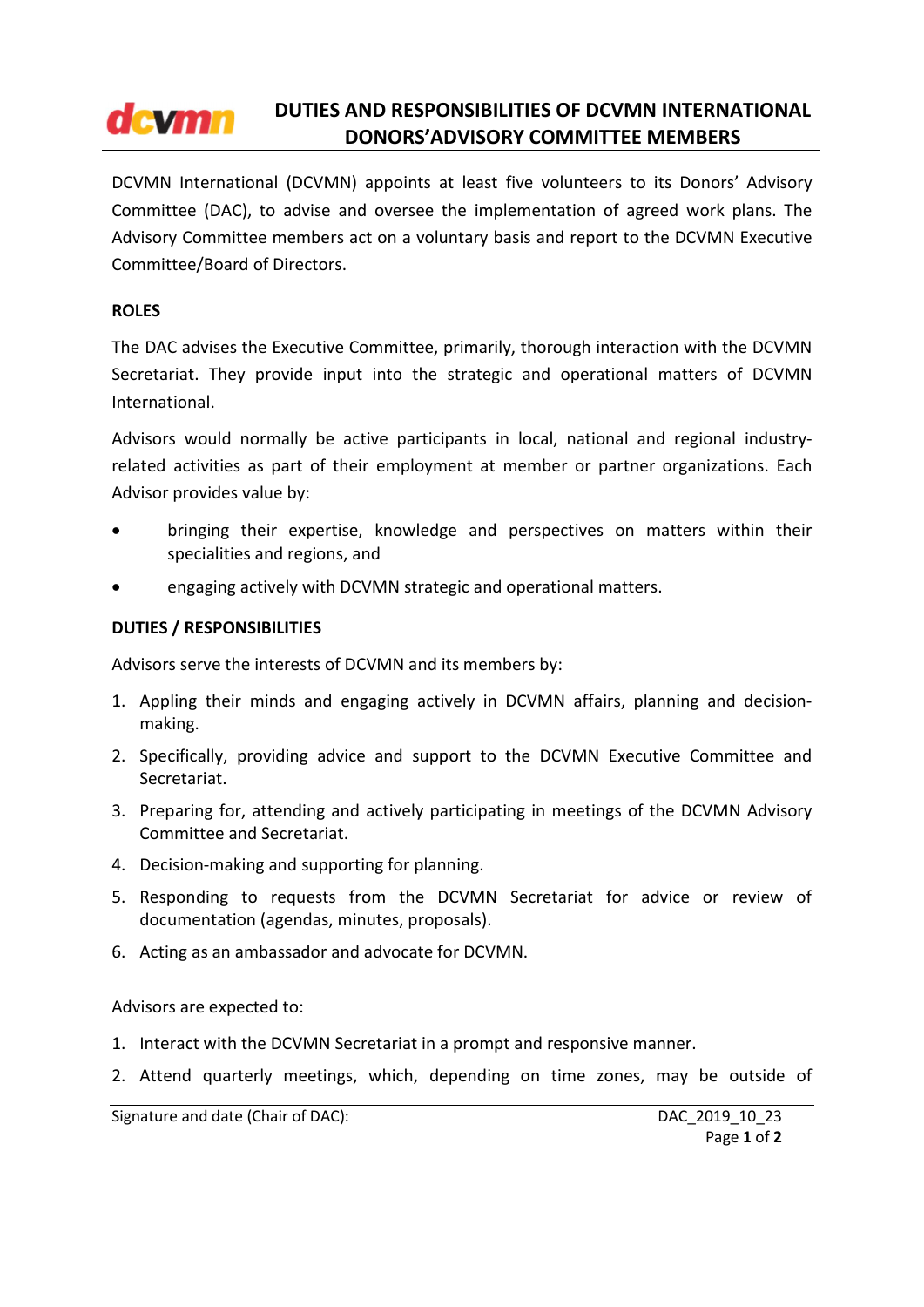# DUTIES AND RESPONSIBILITIES OF DCVMN INTERNATIONAL DONORS'ADVISORY COMMITTEE MEMBERS

DCVMN International (DCVMN) appoints at least five volunteers to its Donors' Advisory Committee (DAC), to advise and oversee the implementation of agreed work plans. The Advisory Committee members act on a voluntary basis and report to the DCVMN Executive Committee/Board of Directors.

## ROLES

The DAC advises the Executive Committee, primarily, thorough interaction with the DCVMN Secretariat. They provide input into the strategic and operational matters of DCVMN International.

Advisors would normally be active participants in local, national and regional industry-related activities as part of their employment at member or partner organizations. Each Advisor provides value by:

- bringing their expertise, knowledge and perspectives on matters within their specialities and regions, and
- engaging actively with DCVMN strategic and operational matters.

## DUTIES / RESPONSIBILITIES

Advisors serve the interests of DCVMN and its members by:

1. Appling their minds and engaging actively in DCVMN affairs, planning and decision-making.
2. Specifically, providing advice and support to the DCVMN Executive Committee and Secretariat.
3. Preparing for, attending and actively participating in meetings of the DCVMN Advisory Committee and Secretariat.
4. Decision-making and supporting for planning.
5. Responding to requests from the DCVMN Secretariat for advice or review of documentation (agendas, minutes, proposals).
6. Acting as an ambassador and advocate for DCVMN.

Advisors are expected to:

1. Interact with the DCVMN Secretariat in a prompt and responsive manner.
2. Attend quarterly meetings, which, depending on time zones, may be outside of

Signature and date (Chair of DAC): DAC_2019_10_23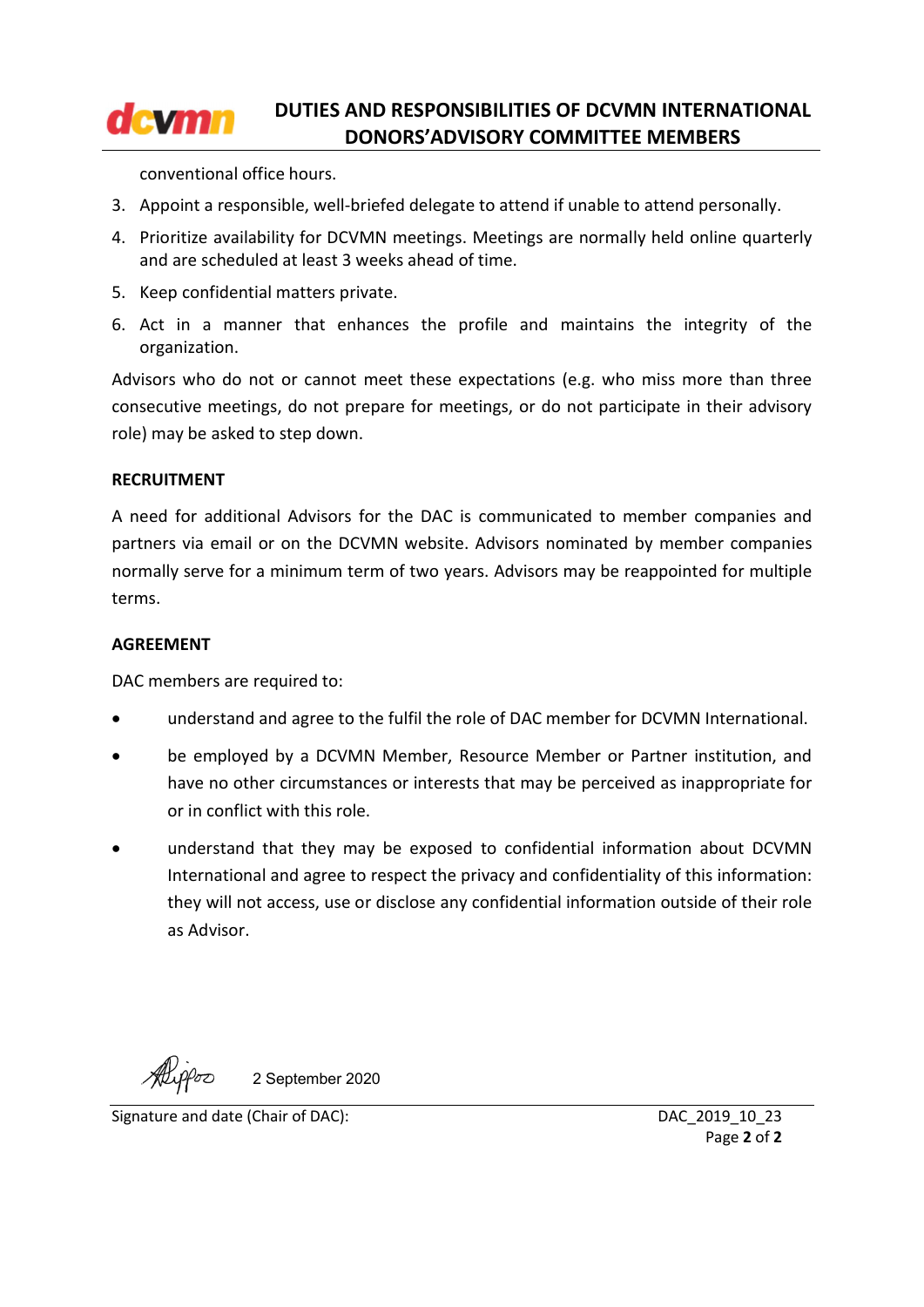conventional office hours.

3. Appoint a responsible, well-briefed delegate to attend if unable to attend personally.
4. Prioritize availability for DCVMN meetings. Meetings are normally held online quarterly and are scheduled at least 3 weeks ahead of time.
5. Keep confidential matters private.
6. Act in a manner that enhances the profile and maintains the integrity of the organization.

Advisors who do not or cannot meet these expectations (e.g. who miss more than three consecutive meetings, do not prepare for meetings, or do not participate in their advisory role) may be asked to step down.

**RECRUITMENT**

A need for additional Advisors for the DAC is communicated to member companies and partners via email or on the DCVMN website. Advisors nominated by member companies normally serve for a minimum term of two years. Advisors may be reappointed for multiple terms.

**AGREEMENT**

DAC members are required to:

- understand and agree to the fulfil the role of DAC member for DCVMN International.
- be employed by a DCVMN Member, Resource Member or Partner institution, and have no other circumstances or interests that may be perceived as inappropriate for or in conflict with this role.
- understand that they may be exposed to confidential information about DCVMN International and agree to respect the privacy and confidentiality of this information: they will not access, use or disclose any confidential information outside of their role as Advisor.

2 September 2020

Signature and date (Chair of DAC):

DAC_2019_10_23